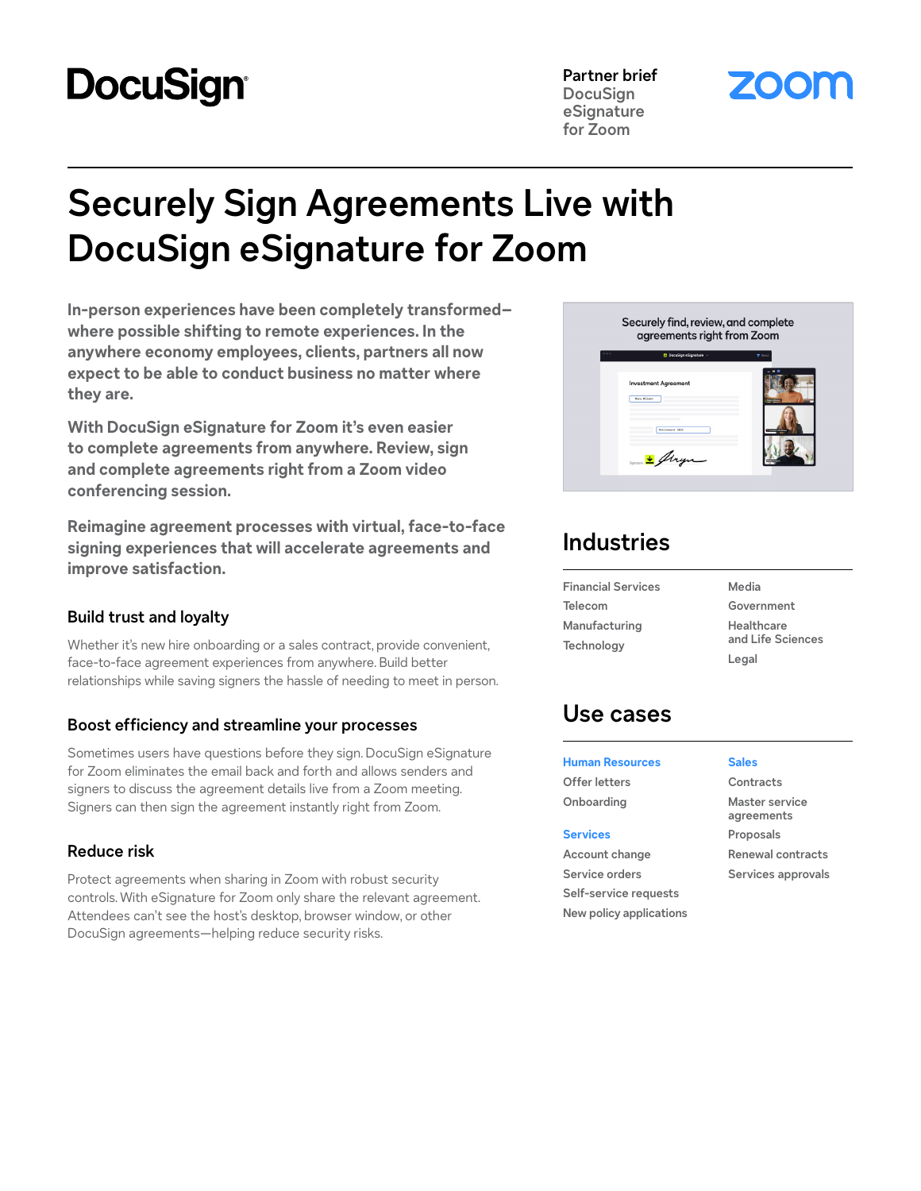DocuSign

Partner brief
DocuSign eSignature for Zoom

zoom

# Securely Sign Agreements Live with DocuSign eSignature for Zoom

**In-person experiences have been completely transformed–where possible shifting to remote experiences. In the anywhere economy employees, clients, partners all now expect to be able to conduct business no matter where they are.**

**With DocuSign eSignature for Zoom it's even easier to complete agreements from anywhere. Review, sign and complete agreements right from a Zoom video conferencing session.**

**Reimagine agreement processes with virtual, face-to-face signing experiences that will accelerate agreements and improve satisfaction.**

### Build trust and loyalty

Whether it's new hire onboarding or a sales contract, provide convenient, face-to-face agreement experiences from anywhere. Build better relationships while saving signers the hassle of needing to meet in person.

### Boost efficiency and streamline your processes

Sometimes users have questions before they sign. DocuSign eSignature for Zoom eliminates the email back and forth and allows senders and signers to discuss the agreement details live from a Zoom meeting. Signers can then sign the agreement instantly right from Zoom.

### Reduce risk

Protect agreements when sharing in Zoom with robust security controls. With eSignature for Zoom only share the relevant agreement. Attendees can't see the host's desktop, browser window, or other DocuSign agreements—helping reduce security risks.

Securely find, review, and complete agreements right from Zoom

## Industries

- Financial Services
- Telecom
- Manufacturing
- Technology
- Media
- Government
- Healthcare and Life Sciences
- Legal

## Use cases

**Human Resources**
- Offer letters
- Onboarding

**Services**
- Account change
- Service orders
- Self-service requests
- New policy applications

**Sales**
- Contracts
- Master service agreements
- Proposals
- Renewal contracts
- Services approvals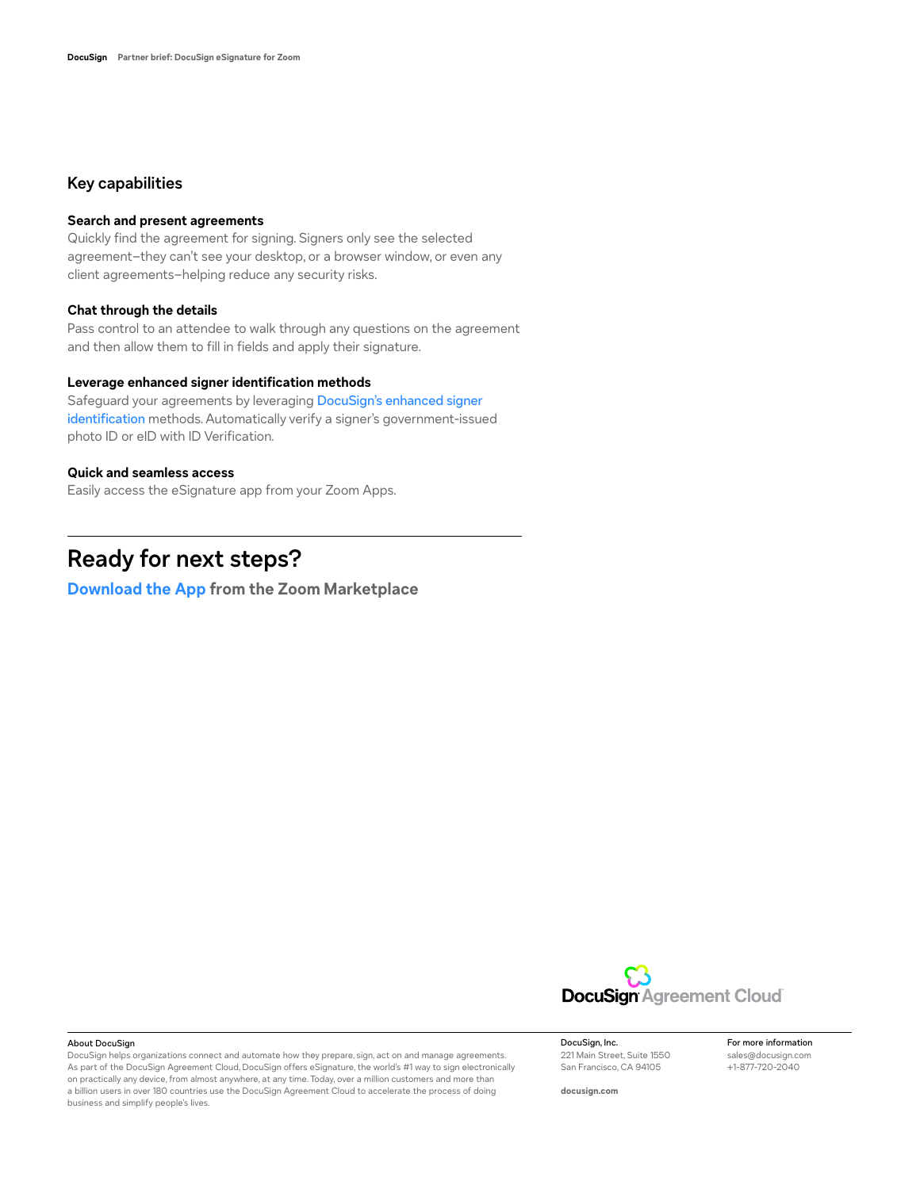## Key capabilities

### Search and present agreements

Quickly find the agreement for signing. Signers only see the selected agreement—they can't see your desktop, or a browser window, or even any client agreements—helping reduce any security risks.

### Chat through the details

Pass control to an attendee to walk through any questions on the agreement and then allow them to fill in fields and apply their signature.

### Leverage enhanced signer identification methods

Safeguard your agreements by leveraging DocuSign's enhanced signer identification methods. Automatically verify a signer's government-issued photo ID or eID with ID Verification.

### Quick and seamless access

Easily access the eSignature app from your Zoom Apps.

## Ready for next steps?

**Download the App from the Zoom Marketplace**

DocuSign Agreement Cloud

**About DocuSign**

DocuSign helps organizations connect and automate how they prepare, sign, act on and manage agreements. As part of the DocuSign Agreement Cloud, DocuSign offers eSignature, the world's #1 way to sign electronically on practically any device, from almost anywhere, at any time. Today, over a million customers and more than a billion users in over 180 countries use the DocuSign Agreement Cloud to accelerate the process of doing business and simplify people's lives.

**DocuSign, Inc.**
221 Main Street, Suite 1550
San Francisco, CA 94105

**docusign.com**

**For more information**
sales@docusign.com
+1-877-720-2040